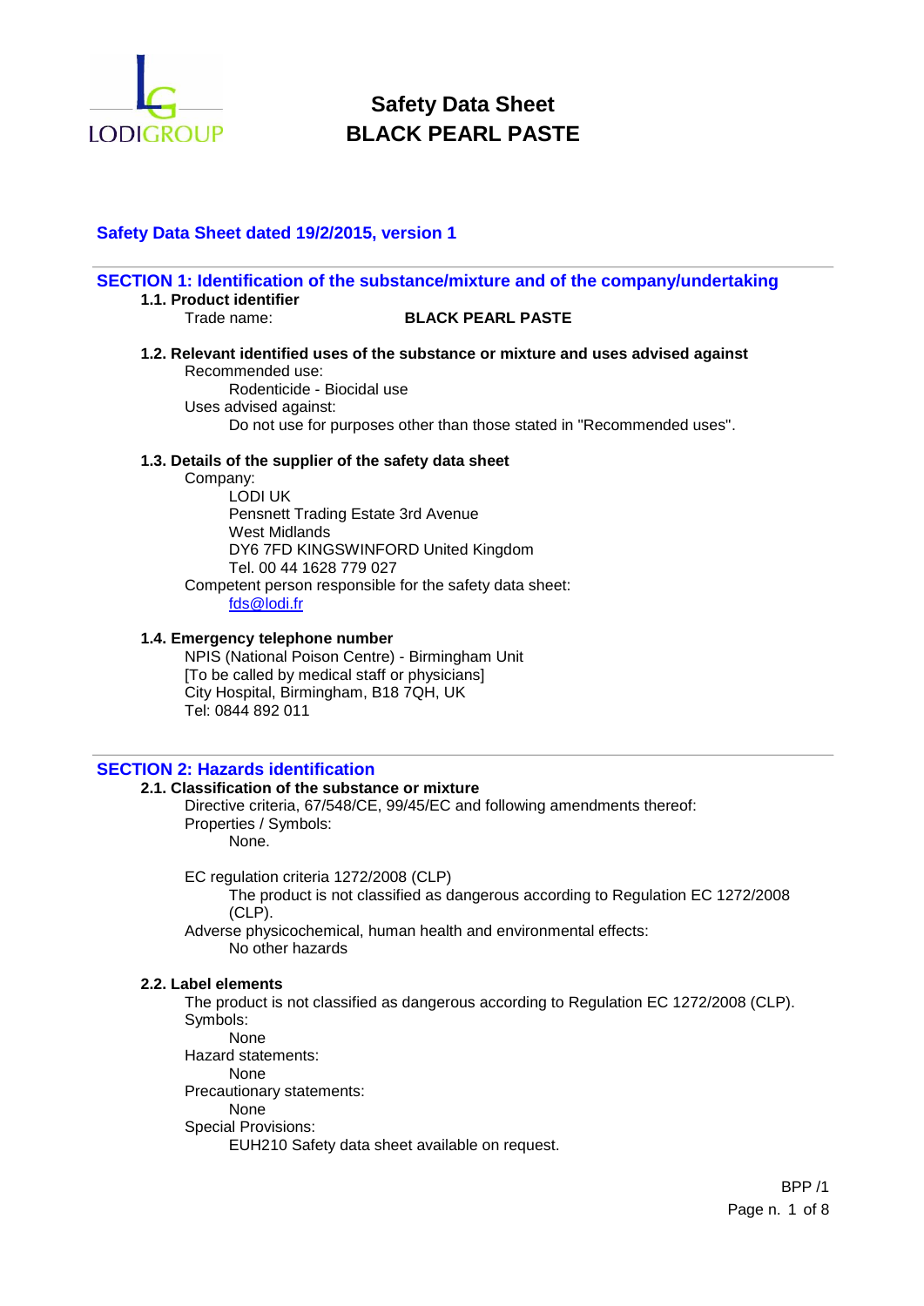# Safety Data Sheet
# BLACK PEARL PASTE

**Safety Data Sheet dated 19/2/2015, version 1**

## SECTION 1: Identification of the substance/mixture and of the company/undertaking

### 1.1. Product identifier

Trade name: **BLACK PEARL PASTE**

### 1.2. Relevant identified uses of the substance or mixture and uses advised against

Recommended use:

Rodenticide - Biocidal use

Uses advised against:

Do not use for purposes other than those stated in "Recommended uses".

### 1.3. Details of the supplier of the safety data sheet

Company:

LODI UK
Pensnett Trading Estate 3rd Avenue
West Midlands
DY6 7FD KINGSWINFORD United Kingdom
Tel. 00 44 1628 779 027

Competent person responsible for the safety data sheet:

fds@lodi.fr

### 1.4. Emergency telephone number

NPIS (National Poison Centre) - Birmingham Unit
[To be called by medical staff or physicians]
City Hospital, Birmingham, B18 7QH, UK
Tel: 0844 892 011

## SECTION 2: Hazards identification

### 2.1. Classification of the substance or mixture

Directive criteria, 67/548/CE, 99/45/EC and following amendments thereof:

Properties / Symbols:

None.

EC regulation criteria 1272/2008 (CLP)

The product is not classified as dangerous according to Regulation EC 1272/2008 (CLP).

Adverse physicochemical, human health and environmental effects:

No other hazards

### 2.2. Label elements

The product is not classified as dangerous according to Regulation EC 1272/2008 (CLP).

Symbols:

None

Hazard statements:

None

Precautionary statements:

None

Special Provisions:

EUH210 Safety data sheet available on request.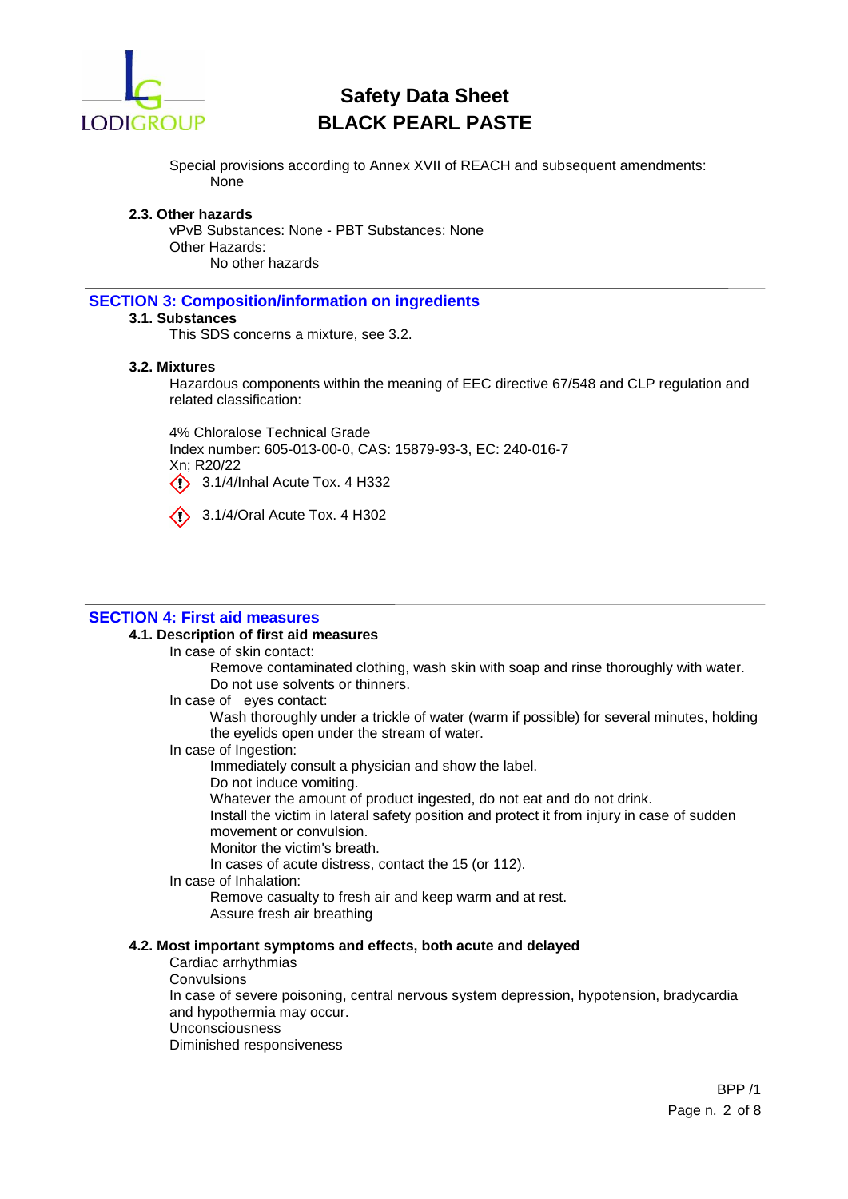Special provisions according to Annex XVII of REACH and subsequent amendments:
None

### 2.3. Other hazards

vPvB Substances: None - PBT Substances: None
Other Hazards:
No other hazards

## SECTION 3: Composition/information on ingredients

### 3.1. Substances

This SDS concerns a mixture, see 3.2.

### 3.2. Mixtures

Hazardous components within the meaning of EEC directive 67/548 and CLP regulation and related classification:

4% Chloralose Technical Grade
Index number: 605-013-00-0, CAS: 15879-93-3, EC: 240-016-7
Xn; R20/22
3.1/4/Inhal Acute Tox. 4 H332

3.1/4/Oral Acute Tox. 4 H302

## SECTION 4: First aid measures

### 4.1. Description of first aid measures

In case of skin contact:
Remove contaminated clothing, wash skin with soap and rinse thoroughly with water.
Do not use solvents or thinners.

In case of eyes contact:
Wash thoroughly under a trickle of water (warm if possible) for several minutes, holding the eyelids open under the stream of water.

In case of Ingestion:
Immediately consult a physician and show the label.
Do not induce vomiting.
Whatever the amount of product ingested, do not eat and do not drink.
Install the victim in lateral safety position and protect it from injury in case of sudden movement or convulsion.
Monitor the victim's breath.
In cases of acute distress, contact the 15 (or 112).

In case of Inhalation:
Remove casualty to fresh air and keep warm and at rest.
Assure fresh air breathing

### 4.2. Most important symptoms and effects, both acute and delayed

Cardiac arrhythmias
Convulsions
In case of severe poisoning, central nervous system depression, hypotension, bradycardia and hypothermia may occur.
Unconsciousness
Diminished responsiveness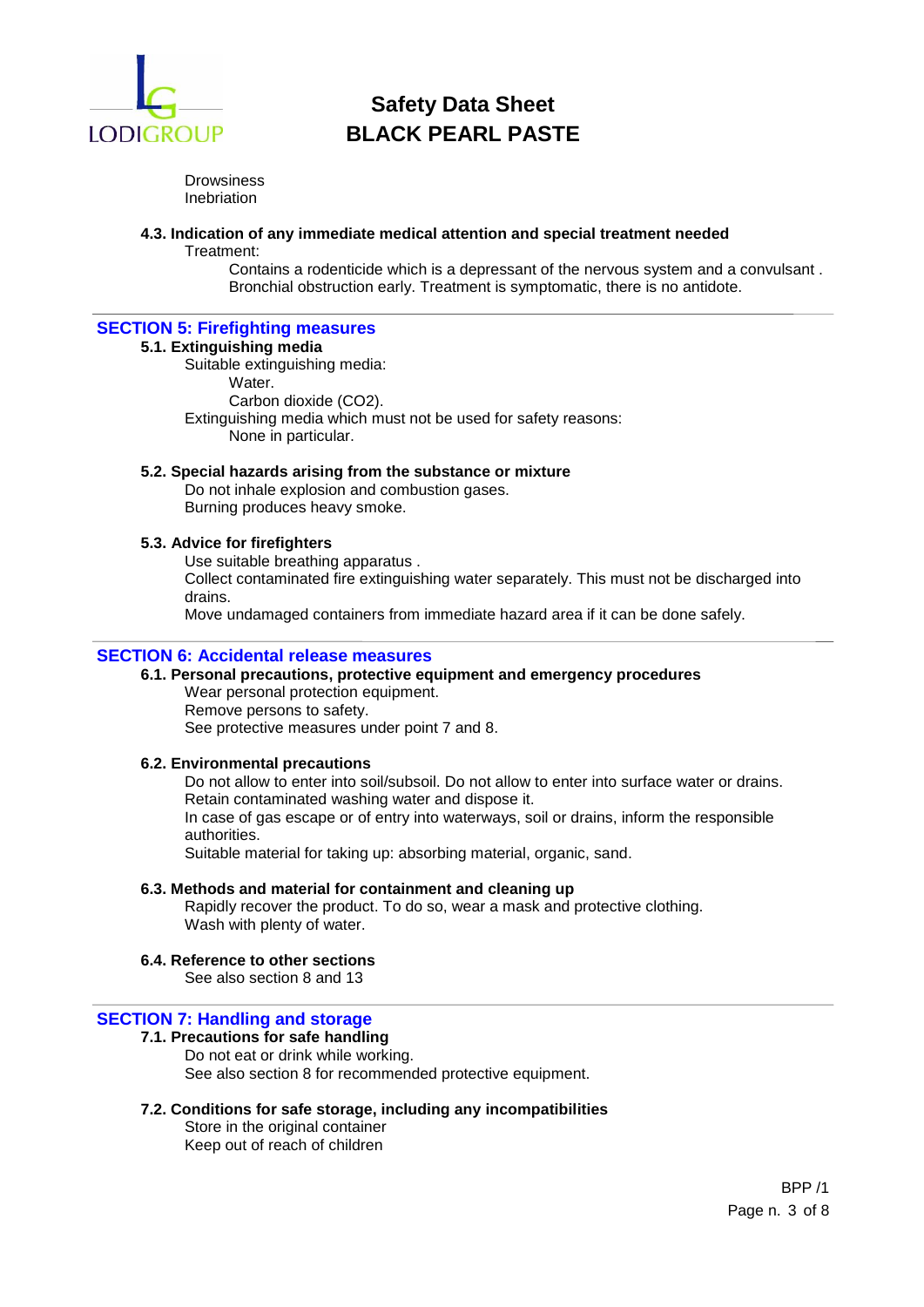Drowsiness
Inebriation

### 4.3. Indication of any immediate medical attention and special treatment needed

Treatment:

Contains a rodenticide which is a depressant of the nervous system and a convulsant . Bronchial obstruction early. Treatment is symptomatic, there is no antidote.

## SECTION 5: Firefighting measures

### 5.1. Extinguishing media

Suitable extinguishing media:

Water.

Carbon dioxide ($CO_2$).

Extinguishing media which must not be used for safety reasons:

None in particular.

### 5.2. Special hazards arising from the substance or mixture

Do not inhale explosion and combustion gases.
Burning produces heavy smoke.

### 5.3. Advice for firefighters

Use suitable breathing apparatus .
Collect contaminated fire extinguishing water separately. This must not be discharged into drains.
Move undamaged containers from immediate hazard area if it can be done safely.

## SECTION 6: Accidental release measures

### 6.1. Personal precautions, protective equipment and emergency procedures

Wear personal protection equipment.
Remove persons to safety.
See protective measures under point 7 and 8.

### 6.2. Environmental precautions

Do not allow to enter into soil/subsoil. Do not allow to enter into surface water or drains.
Retain contaminated washing water and dispose it.
In case of gas escape or of entry into waterways, soil or drains, inform the responsible authorities.
Suitable material for taking up: absorbing material, organic, sand.

### 6.3. Methods and material for containment and cleaning up

Rapidly recover the product. To do so, wear a mask and protective clothing.
Wash with plenty of water.

### 6.4. Reference to other sections

See also section 8 and 13

## SECTION 7: Handling and storage

### 7.1. Precautions for safe handling

Do not eat or drink while working.
See also section 8 for recommended protective equipment.

### 7.2. Conditions for safe storage, including any incompatibilities

Store in the original container
Keep out of reach of children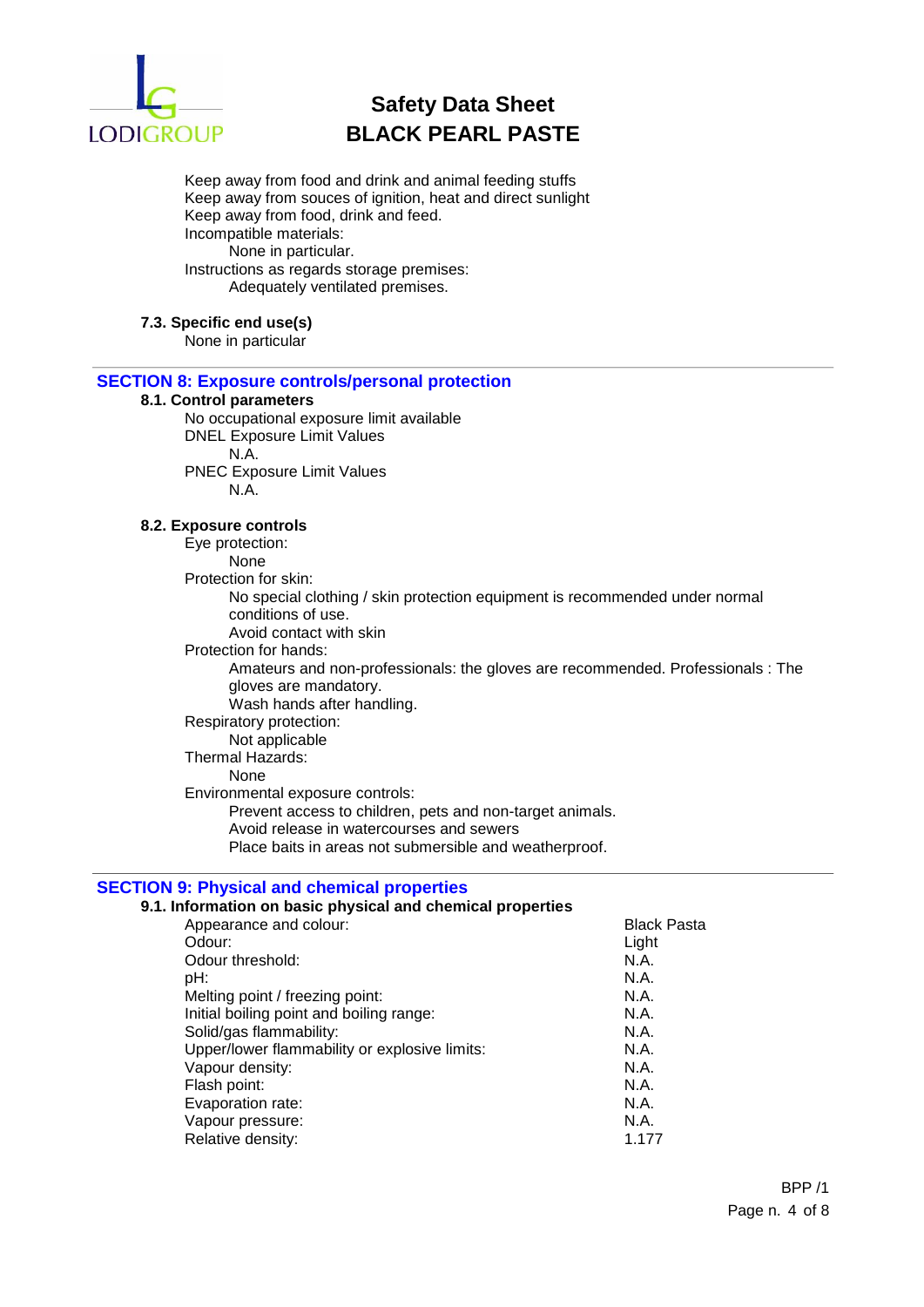Keep away from food and drink and animal feeding stuffs
Keep away from souces of ignition, heat and direct sunlight
Keep away from food, drink and feed.
Incompatible materials:
None in particular.
Instructions as regards storage premises:
Adequately ventilated premises.

### 7.3. Specific end use(s)

None in particular

## SECTION 8: Exposure controls/personal protection

### 8.1. Control parameters

No occupational exposure limit available
DNEL Exposure Limit Values
N.A.
PNEC Exposure Limit Values
N.A.

### 8.2. Exposure controls

Eye protection:
None
Protection for skin:
No special clothing / skin protection equipment is recommended under normal conditions of use.
Avoid contact with skin
Protection for hands:
Amateurs and non-professionals: the gloves are recommended. Professionals : The gloves are mandatory.
Wash hands after handling.
Respiratory protection:
Not applicable
Thermal Hazards:
None
Environmental exposure controls:
Prevent access to children, pets and non-target animals.
Avoid release in watercourses and sewers
Place baits in areas not submersible and weatherproof.

## SECTION 9: Physical and chemical properties

### 9.1. Information on basic physical and chemical properties

| Property | Value |
|---|---|
| Appearance and colour: | Black Pasta |
| Odour: | Light |
| Odour threshold: | N.A. |
| pH: | N.A. |
| Melting point / freezing point: | N.A. |
| Initial boiling point and boiling range: | N.A. |
| Solid/gas flammability: | N.A. |
| Upper/lower flammability or explosive limits: | N.A. |
| Vapour density: | N.A. |
| Flash point: | N.A. |
| Evaporation rate: | N.A. |
| Vapour pressure: | N.A. |
| Relative density: | 1.177 |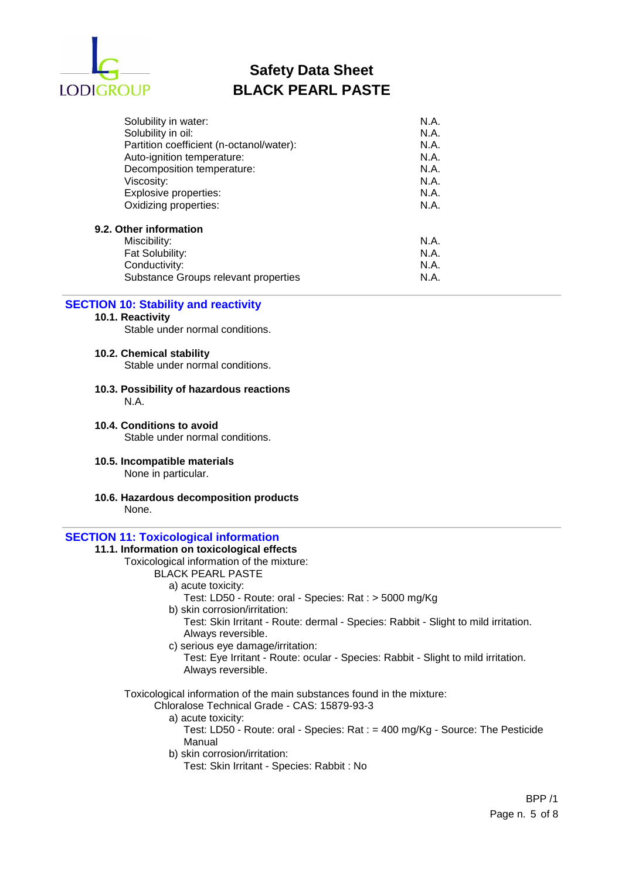| | |
|---|---|
| Solubility in water: | N.A. |
| Solubility in oil: | N.A. |
| Partition coefficient (n-octanol/water): | N.A. |
| Auto-ignition temperature: | N.A. |
| Decomposition temperature: | N.A. |
| Viscosity: | N.A. |
| Explosive properties: | N.A. |
| Oxidizing properties: | N.A. |

**9.2. Other information**

| | |
|---|---|
| Miscibility: | N.A. |
| Fat Solubility: | N.A. |
| Conductivity: | N.A. |
| Substance Groups relevant properties | N.A. |

## SECTION 10: Stability and reactivity

**10.1. Reactivity**

Stable under normal conditions.

**10.2. Chemical stability**

Stable under normal conditions.

**10.3. Possibility of hazardous reactions**

N.A.

**10.4. Conditions to avoid**

Stable under normal conditions.

**10.5. Incompatible materials**

None in particular.

**10.6. Hazardous decomposition products**

None.

## SECTION 11: Toxicological information

**11.1. Information on toxicological effects**

Toxicological information of the mixture:

BLACK PEARL PASTE

a) acute toxicity:

Test: LD50 - Route: oral - Species: Rat : > 5000 mg/Kg

b) skin corrosion/irritation:

Test: Skin Irritant - Route: dermal - Species: Rabbit - Slight to mild irritation. Always reversible.

c) serious eye damage/irritation:

Test: Eye Irritant - Route: ocular - Species: Rabbit - Slight to mild irritation. Always reversible.

Toxicological information of the main substances found in the mixture:

Chloralose Technical Grade - CAS: 15879-93-3

a) acute toxicity:

Test: LD50 - Route: oral - Species: Rat : = 400 mg/Kg - Source: The Pesticide Manual

b) skin corrosion/irritation:

Test: Skin Irritant - Species: Rabbit : No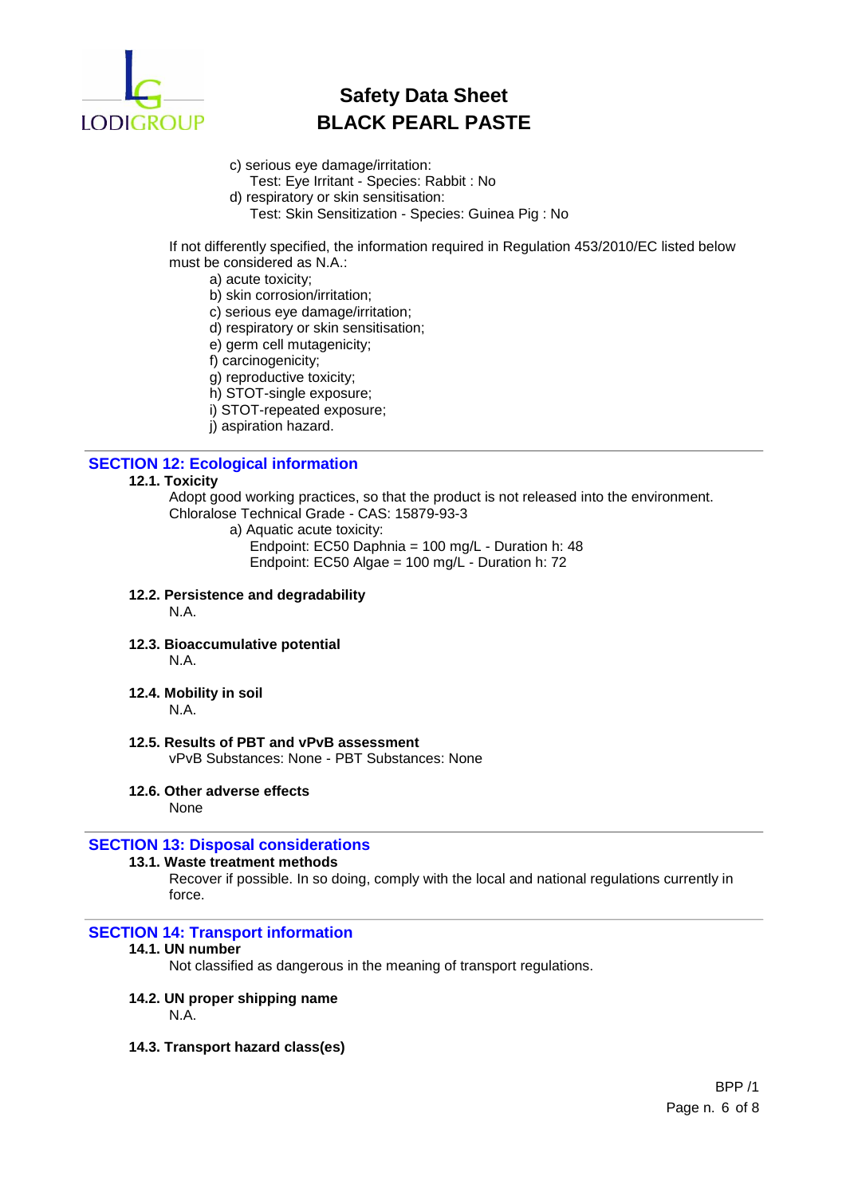c) serious eye damage/irritation:
  Test: Eye Irritant - Species: Rabbit : No
d) respiratory or skin sensitisation:
  Test: Skin Sensitization - Species: Guinea Pig : No

If not differently specified, the information required in Regulation 453/2010/EC listed below must be considered as N.A.:

a) acute toxicity;
b) skin corrosion/irritation;
c) serious eye damage/irritation;
d) respiratory or skin sensitisation;
e) germ cell mutagenicity;
f) carcinogenicity;
g) reproductive toxicity;
h) STOT-single exposure;
i) STOT-repeated exposure;
j) aspiration hazard.

## SECTION 12: Ecological information

**12.1. Toxicity**

Adopt good working practices, so that the product is not released into the environment.
Chloralose Technical Grade - CAS: 15879-93-3

a) Aquatic acute toxicity:
  Endpoint: EC50 Daphnia = 100 mg/L - Duration h: 48
  Endpoint: EC50 Algae = 100 mg/L - Duration h: 72

**12.2. Persistence and degradability**

N.A.

**12.3. Bioaccumulative potential**

N.A.

**12.4. Mobility in soil**

N.A.

**12.5. Results of PBT and vPvB assessment**

vPvB Substances: None - PBT Substances: None

**12.6. Other adverse effects**

None

## SECTION 13: Disposal considerations

**13.1. Waste treatment methods**

Recover if possible. In so doing, comply with the local and national regulations currently in force.

## SECTION 14: Transport information

**14.1. UN number**

Not classified as dangerous in the meaning of transport regulations.

**14.2. UN proper shipping name**

N.A.

**14.3. Transport hazard class(es)**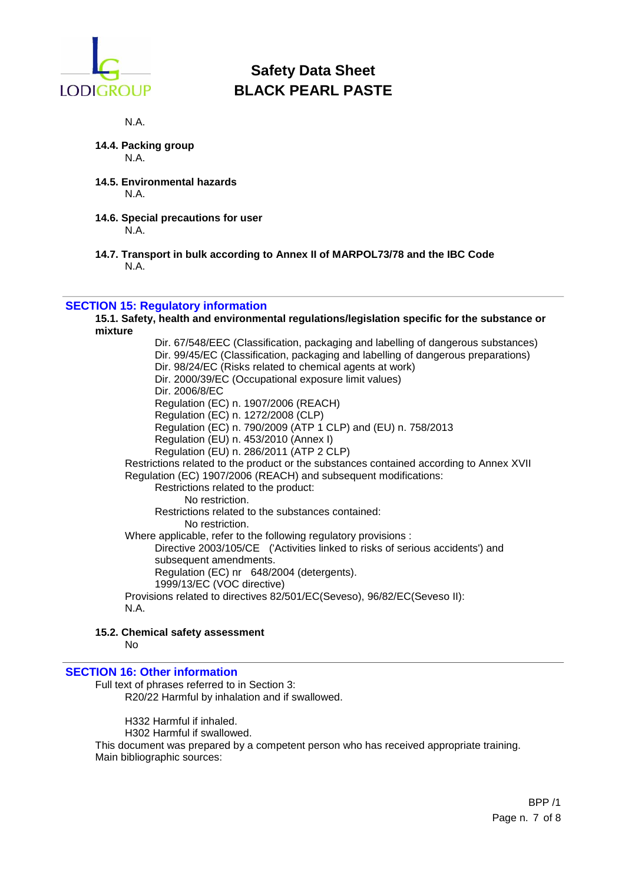N.A.

**14.4. Packing group**

N.A.

**14.5. Environmental hazards**

N.A.

**14.6. Special precautions for user**

N.A.

**14.7. Transport in bulk according to Annex II of MARPOL73/78 and the IBC Code**

N.A.

## SECTION 15: Regulatory information

**15.1. Safety, health and environmental regulations/legislation specific for the substance or mixture**

Dir. 67/548/EEC (Classification, packaging and labelling of dangerous substances)
Dir. 99/45/EC (Classification, packaging and labelling of dangerous preparations)
Dir. 98/24/EC (Risks related to chemical agents at work)
Dir. 2000/39/EC (Occupational exposure limit values)
Dir. 2006/8/EC
Regulation (EC) n. 1907/2006 (REACH)
Regulation (EC) n. 1272/2008 (CLP)
Regulation (EC) n. 790/2009 (ATP 1 CLP) and (EU) n. 758/2013
Regulation (EU) n. 453/2010 (Annex I)
Regulation (EU) n. 286/2011 (ATP 2 CLP)

Restrictions related to the product or the substances contained according to Annex XVII Regulation (EC) 1907/2006 (REACH) and subsequent modifications:

Restrictions related to the product:
No restriction.

Restrictions related to the substances contained:
No restriction.

Where applicable, refer to the following regulatory provisions :

Directive 2003/105/CE ('Activities linked to risks of serious accidents') and subsequent amendments.
Regulation (EC) nr 648/2004 (detergents).
1999/13/EC (VOC directive)

Provisions related to directives 82/501/EC(Seveso), 96/82/EC(Seveso II):
N.A.

**15.2. Chemical safety assessment**

No

## SECTION 16: Other information

Full text of phrases referred to in Section 3:

R20/22 Harmful by inhalation and if swallowed.

H332 Harmful if inhaled.
H302 Harmful if swallowed.

This document was prepared by a competent person who has received appropriate training.
Main bibliographic sources: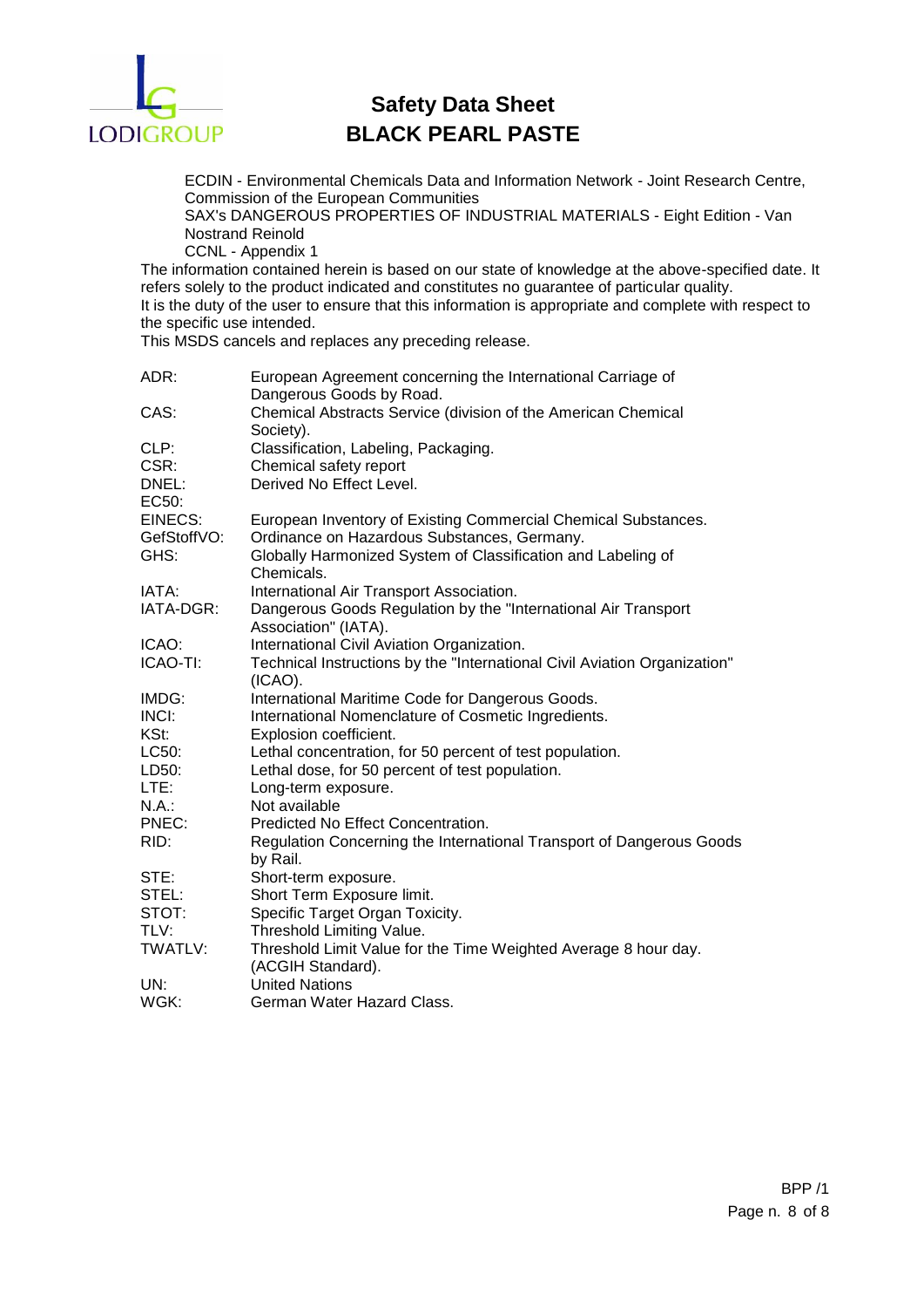ECDIN - Environmental Chemicals Data and Information Network - Joint Research Centre, Commission of the European Communities
SAX's DANGEROUS PROPERTIES OF INDUSTRIAL MATERIALS - Eight Edition - Van Nostrand Reinold
CCNL - Appendix 1

The information contained herein is based on our state of knowledge at the above-specified date. It refers solely to the product indicated and constitutes no guarantee of particular quality.
It is the duty of the user to ensure that this information is appropriate and complete with respect to the specific use intended.
This MSDS cancels and replaces any preceding release.

| | |
|---|---|
| ADR: | European Agreement concerning the International Carriage of Dangerous Goods by Road. |
| CAS: | Chemical Abstracts Service (division of the American Chemical Society). |
| CLP: | Classification, Labeling, Packaging. |
| CSR: | Chemical safety report |
| DNEL: | Derived No Effect Level. |
| EC50: | |
| EINECS: | European Inventory of Existing Commercial Chemical Substances. |
| GefStoffVO: | Ordinance on Hazardous Substances, Germany. |
| GHS: | Globally Harmonized System of Classification and Labeling of Chemicals. |
| IATA: | International Air Transport Association. |
| IATA-DGR: | Dangerous Goods Regulation by the "International Air Transport Association" (IATA). |
| ICAO: | International Civil Aviation Organization. |
| ICAO-TI: | Technical Instructions by the "International Civil Aviation Organization" (ICAO). |
| IMDG: | International Maritime Code for Dangerous Goods. |
| INCI: | International Nomenclature of Cosmetic Ingredients. |
| KSt: | Explosion coefficient. |
| LC50: | Lethal concentration, for 50 percent of test population. |
| LD50: | Lethal dose, for 50 percent of test population. |
| LTE: | Long-term exposure. |
| N.A.: | Not available |
| PNEC: | Predicted No Effect Concentration. |
| RID: | Regulation Concerning the International Transport of Dangerous Goods by Rail. |
| STE: | Short-term exposure. |
| STEL: | Short Term Exposure limit. |
| STOT: | Specific Target Organ Toxicity. |
| TLV: | Threshold Limiting Value. |
| TWATLV: | Threshold Limit Value for the Time Weighted Average 8 hour day. (ACGIH Standard). |
| UN: | United Nations |
| WGK: | German Water Hazard Class. |